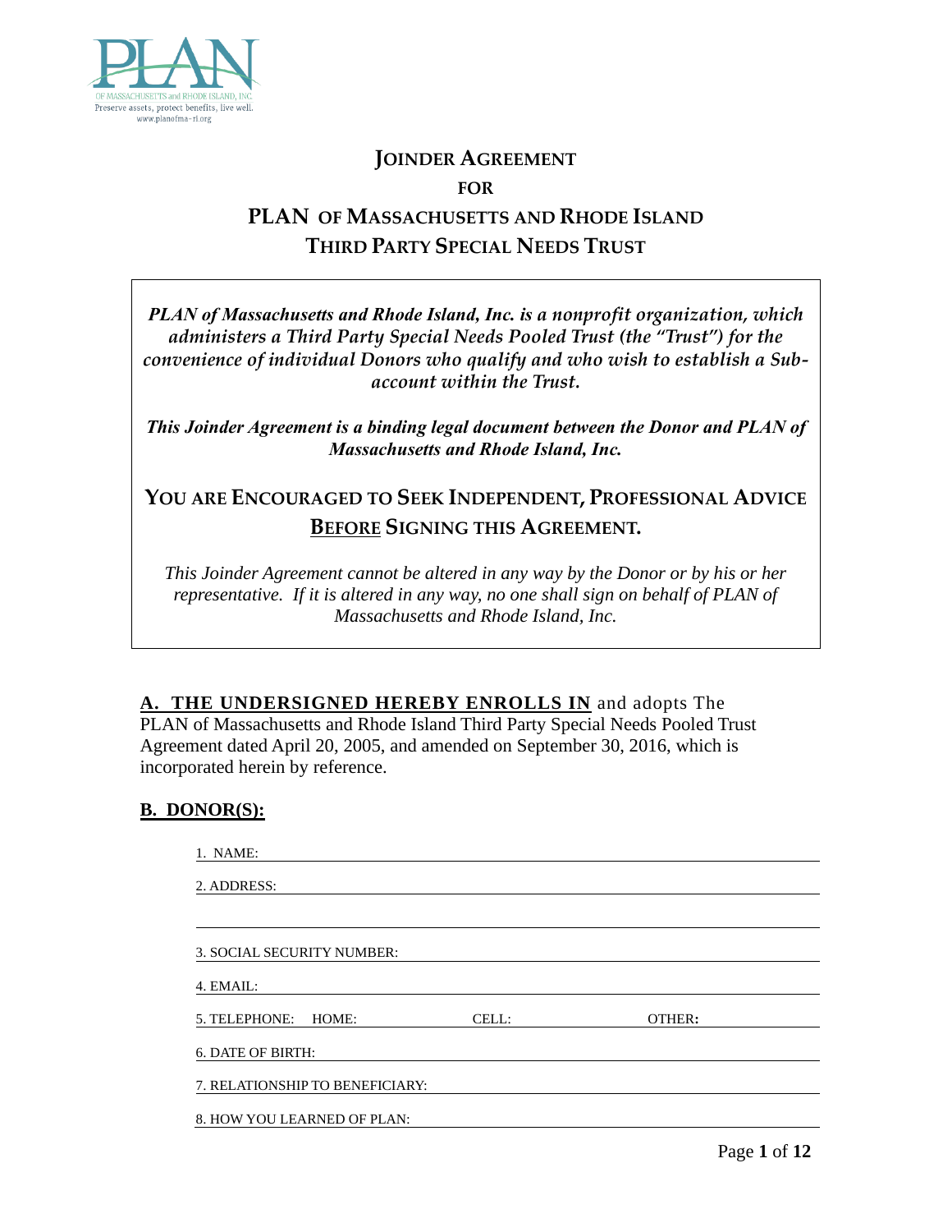PLAN OF MASSACHUSETTS and RHODE ISLAND, INC.
Preserve assets, protect benefits, live well.
www.planofma-ri.org

# JOINDER AGREEMENT
## FOR
# PLAN OF MASSACHUSETTS AND RHODE ISLAND THIRD PARTY SPECIAL NEEDS TRUST

***PLAN of Massachusetts and Rhode Island, Inc. is a nonprofit organization, which administers a Third Party Special Needs Pooled Trust (the "Trust") for the convenience of individual Donors who qualify and who wish to establish a Sub-account within the Trust.***

***This Joinder Agreement is a binding legal document between the Donor and PLAN of Massachusetts and Rhode Island, Inc.***

**YOU ARE ENCOURAGED TO SEEK INDEPENDENT, PROFESSIONAL ADVICE <u>BEFORE</u> SIGNING THIS AGREEMENT.**

*This Joinder Agreement cannot be altered in any way by the Donor or by his or her representative. If it is altered in any way, no one shall sign on behalf of PLAN of Massachusetts and Rhode Island, Inc.*

**<u>A. THE UNDERSIGNED HEREBY ENROLLS IN</u>** and adopts The PLAN of Massachusetts and Rhode Island Third Party Special Needs Pooled Trust Agreement dated April 20, 2005, and amended on September 30, 2016, which is incorporated herein by reference.

**<u>B. DONOR(S):</u>**

1. NAME: ______________________________

2. ADDRESS: ______________________________

______________________________

3. SOCIAL SECURITY NUMBER: ______________________________

4. EMAIL: ______________________________

5. TELEPHONE: HOME: __________ CELL: __________ OTHER: __________

6. DATE OF BIRTH: ______________________________

7. RELATIONSHIP TO BENEFICIARY: ______________________________

8. HOW YOU LEARNED OF PLAN: ______________________________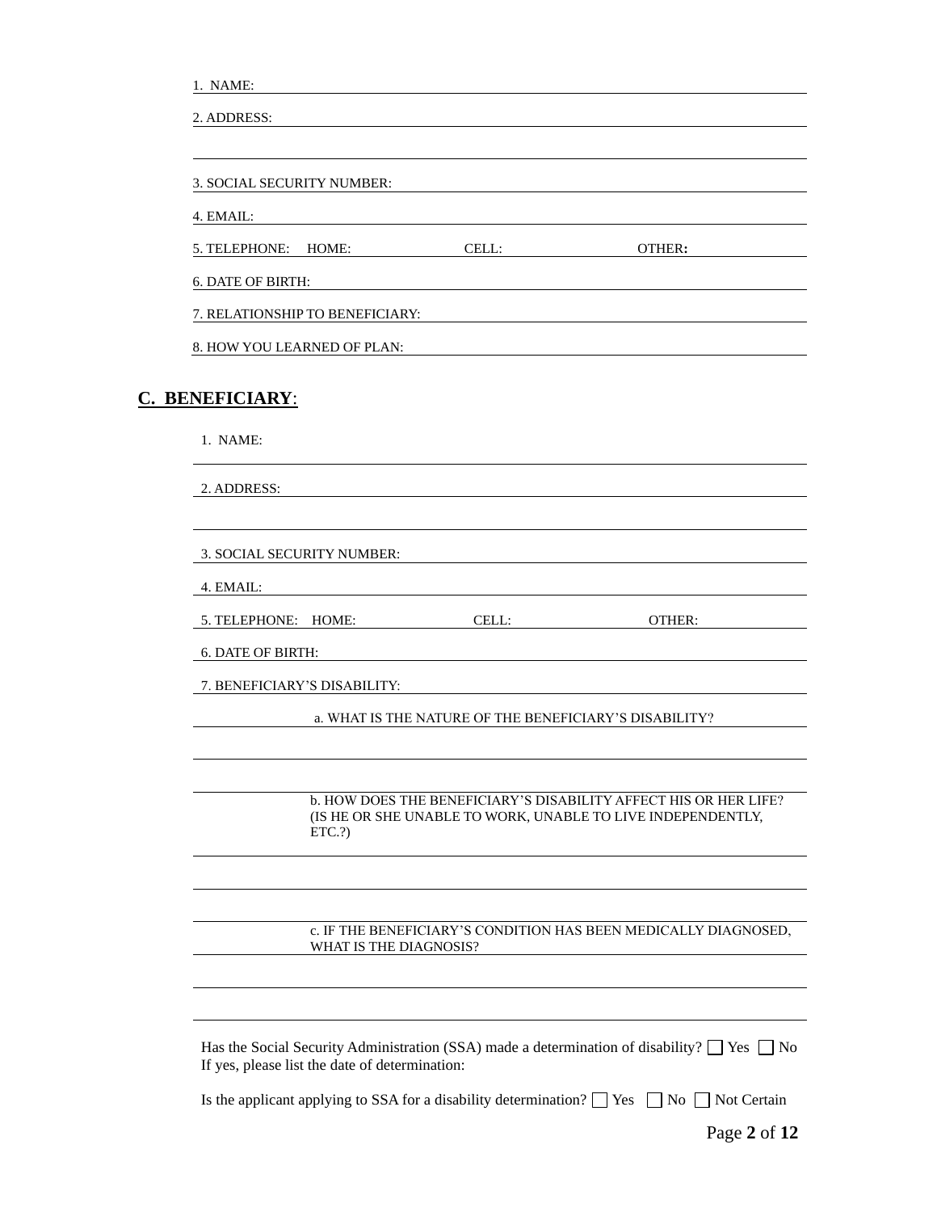1. NAME:

2. ADDRESS:

3. SOCIAL SECURITY NUMBER:

4. EMAIL:

5. TELEPHONE: HOME: CELL: OTHER**:**

6. DATE OF BIRTH:

7. RELATIONSHIP TO BENEFICIARY:

8. HOW YOU LEARNED OF PLAN:

## C. BENEFICIARY:

1. NAME:

2. ADDRESS:

3. SOCIAL SECURITY NUMBER:

4. EMAIL:

5. TELEPHONE: HOME: CELL: OTHER:

6. DATE OF BIRTH:

7. BENEFICIARY'S DISABILITY:

a. WHAT IS THE NATURE OF THE BENEFICIARY'S DISABILITY?

b. HOW DOES THE BENEFICIARY'S DISABILITY AFFECT HIS OR HER LIFE? (IS HE OR SHE UNABLE TO WORK, UNABLE TO LIVE INDEPENDENTLY, ETC.?)

c. IF THE BENEFICIARY'S CONDITION HAS BEEN MEDICALLY DIAGNOSED, WHAT IS THE DIAGNOSIS?

Has the Social Security Administration (SSA) made a determination of disability? ☐ Yes ☐ No
If yes, please list the date of determination:

Is the applicant applying to SSA for a disability determination? ☐ Yes ☐ No ☐ Not Certain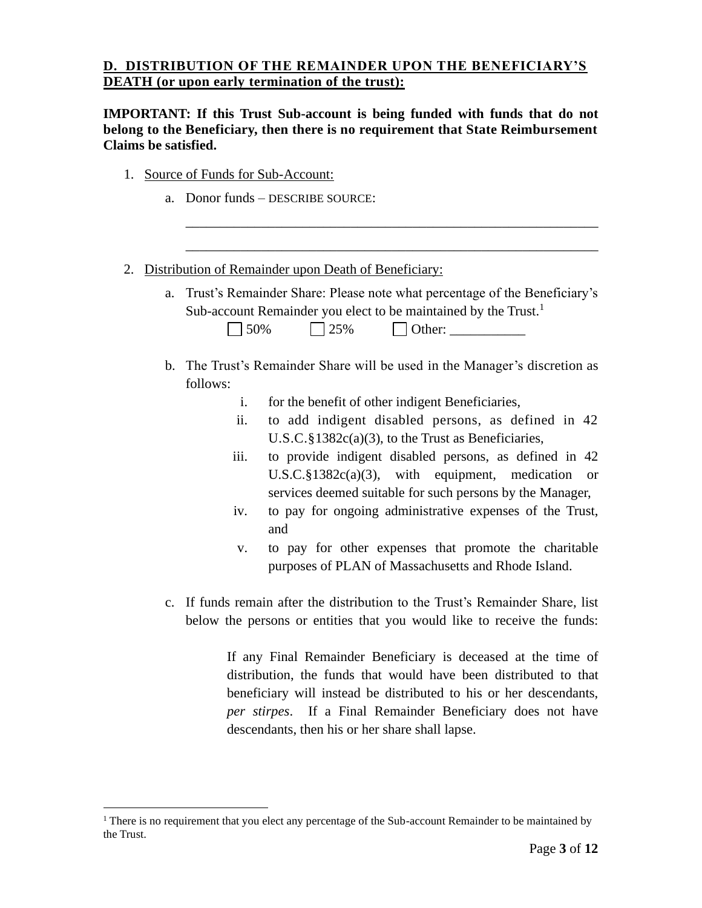**D. DISTRIBUTION OF THE REMAINDER UPON THE BENEFICIARY'S DEATH (or upon early termination of the trust):**

**IMPORTANT: If this Trust Sub-account is being funded with funds that do not belong to the Beneficiary, then there is no requirement that State Reimbursement Claims be satisfied.**

1. Source of Funds for Sub-Account:

   a. Donor funds – DESCRIBE SOURCE:

   ______________________________________________________________

   ______________________________________________________________

2. Distribution of Remainder upon Death of Beneficiary:

   a. Trust's Remainder Share: Please note what percentage of the Beneficiary's Sub-account Remainder you elect to be maintained by the Trust.[1]

      ☐ 50%  ☐ 25%  ☐ Other: ___________

   b. The Trust's Remainder Share will be used in the Manager's discretion as follows:

      i. for the benefit of other indigent Beneficiaries,
      ii. to add indigent disabled persons, as defined in 42 U.S.C.§1382c(a)(3), to the Trust as Beneficiaries,
      iii. to provide indigent disabled persons, as defined in 42 U.S.C.§1382c(a)(3), with equipment, medication or services deemed suitable for such persons by the Manager,
      iv. to pay for ongoing administrative expenses of the Trust, and
      v. to pay for other expenses that promote the charitable purposes of PLAN of Massachusetts and Rhode Island.

   c. If funds remain after the distribution to the Trust's Remainder Share, list below the persons or entities that you would like to receive the funds:

      If any Final Remainder Beneficiary is deceased at the time of distribution, the funds that would have been distributed to that beneficiary will instead be distributed to his or her descendants, *per stirpes*. If a Final Remainder Beneficiary does not have descendants, then his or her share shall lapse.

[1] There is no requirement that you elect any percentage of the Sub-account Remainder to be maintained by the Trust.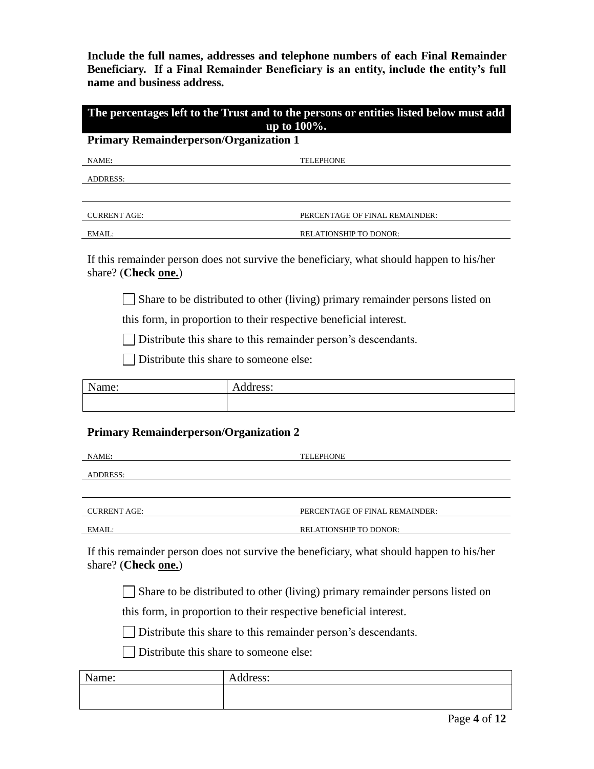**Include the full names, addresses and telephone numbers of each Final Remainder Beneficiary. If a Final Remainder Beneficiary is an entity, include the entity's full name and business address.**

**The percentages left to the Trust and to the persons or entities listed below must add up to 100%.**

**Primary Remainderperson/Organization 1**

NAME: _______________ TELEPHONE _______________

ADDRESS: _______________

_______________

CURRENT AGE: _______________ PERCENTAGE OF FINAL REMAINDER: _______________

EMAIL: _______________ RELATIONSHIP TO DONOR: _______________

If this remainder person does not survive the beneficiary, what should happen to his/her share? (**Check one.**)

- ☐ Share to be distributed to other (living) primary remainder persons listed on this form, in proportion to their respective beneficial interest.
- ☐ Distribute this share to this remainder person's descendants.
- ☐ Distribute this share to someone else:

| Name: | Address: |
|---|---|
| | |

**Primary Remainderperson/Organization 2**

NAME: _______________ TELEPHONE _______________

ADDRESS: _______________

_______________

CURRENT AGE: _______________ PERCENTAGE OF FINAL REMAINDER: _______________

EMAIL: _______________ RELATIONSHIP TO DONOR: _______________

If this remainder person does not survive the beneficiary, what should happen to his/her share? (**Check one.**)

- ☐ Share to be distributed to other (living) primary remainder persons listed on this form, in proportion to their respective beneficial interest.
- ☐ Distribute this share to this remainder person's descendants.
- ☐ Distribute this share to someone else:

| Name: | Address: |
|---|---|
| | |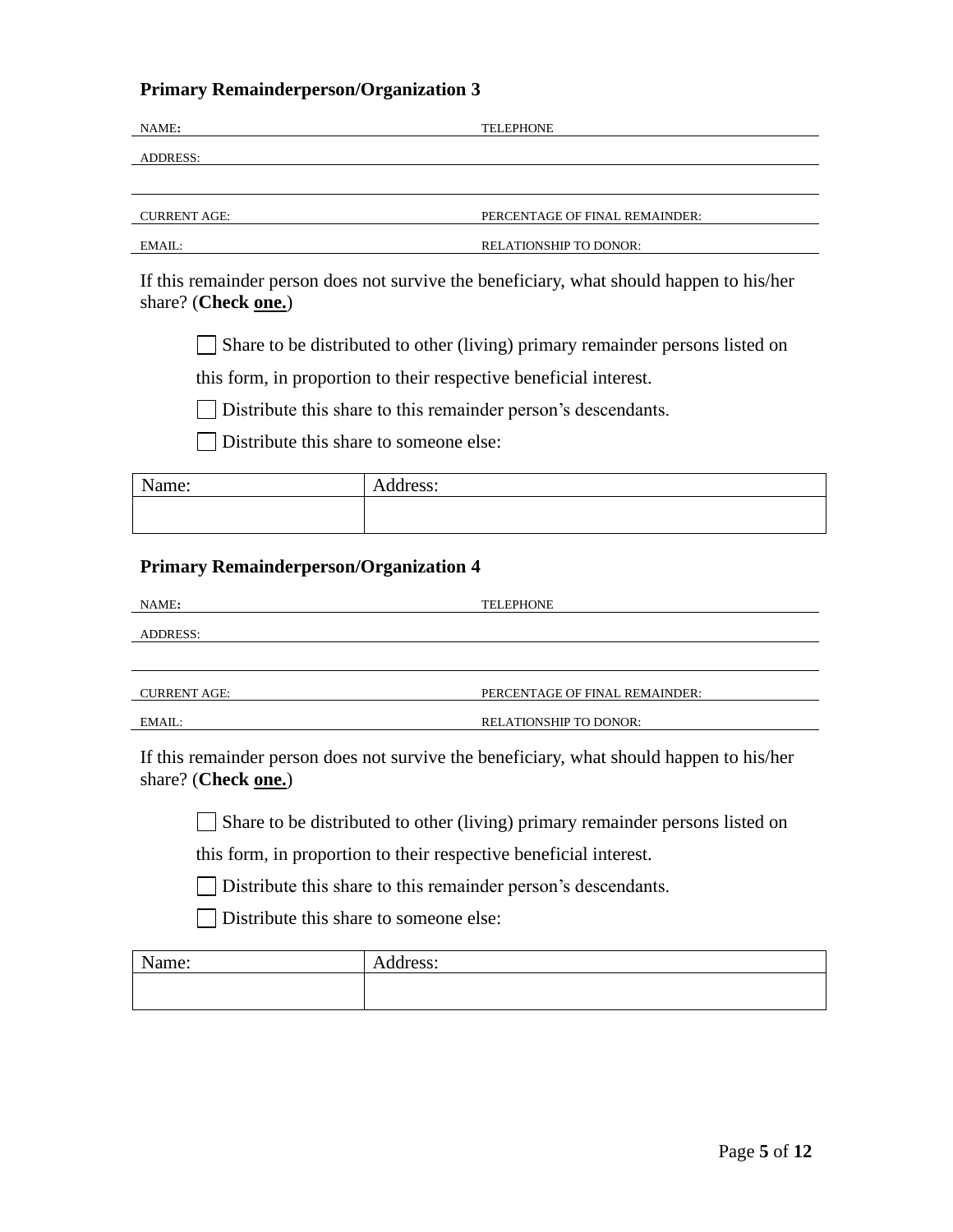**Primary Remainderperson/Organization 3**

NAME: TELEPHONE

ADDRESS:

CURRENT AGE: PERCENTAGE OF FINAL REMAINDER:

EMAIL: RELATIONSHIP TO DONOR:

If this remainder person does not survive the beneficiary, what should happen to his/her share? (**Check one.**)

☐ Share to be distributed to other (living) primary remainder persons listed on this form, in proportion to their respective beneficial interest.

☐ Distribute this share to this remainder person's descendants.

☐ Distribute this share to someone else:

| Name: | Address: |
|---|---|
| | |

**Primary Remainderperson/Organization 4**

NAME: TELEPHONE

ADDRESS:

CURRENT AGE: PERCENTAGE OF FINAL REMAINDER:

EMAIL: RELATIONSHIP TO DONOR:

If this remainder person does not survive the beneficiary, what should happen to his/her share? (**Check one.**)

☐ Share to be distributed to other (living) primary remainder persons listed on this form, in proportion to their respective beneficial interest.

☐ Distribute this share to this remainder person's descendants.

☐ Distribute this share to someone else:

| Name: | Address: |
|---|---|
| | |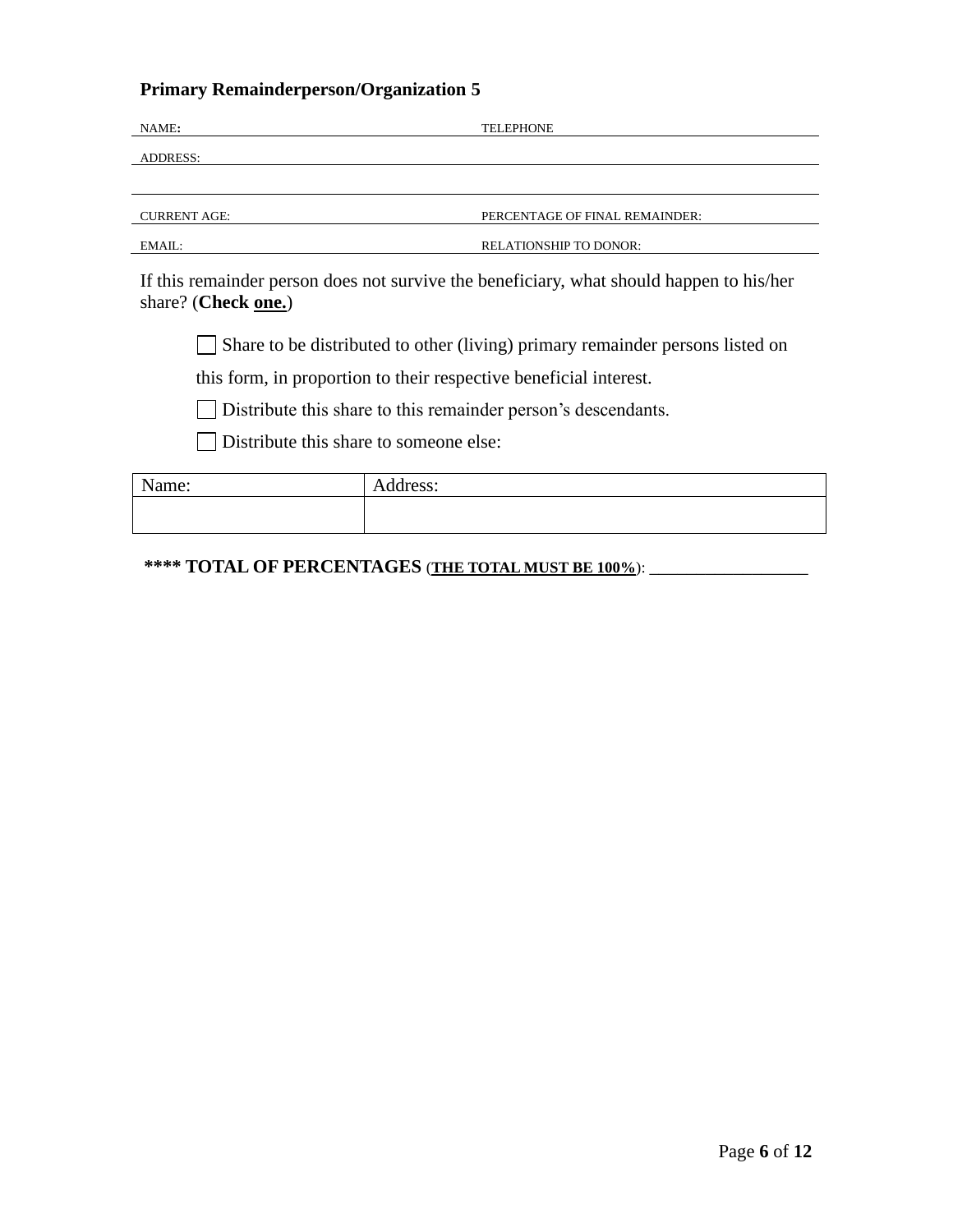### Primary Remainderperson/Organization 5

| NAME: | TELEPHONE |
|---|---|
| ADDRESS: | |
| | |
| CURRENT AGE: | PERCENTAGE OF FINAL REMAINDER: |
| EMAIL: | RELATIONSHIP TO DONOR: |

If this remainder person does not survive the beneficiary, what should happen to his/her share? (**Check one.**)

- ☐ Share to be distributed to other (living) primary remainder persons listed on this form, in proportion to their respective beneficial interest.
- ☐ Distribute this share to this remainder person's descendants.
- ☐ Distribute this share to someone else:

| Name: | Address: |
|---|---|
| | |

**\*\*\*\* TOTAL OF PERCENTAGES** (**THE TOTAL MUST BE 100%**): ___________________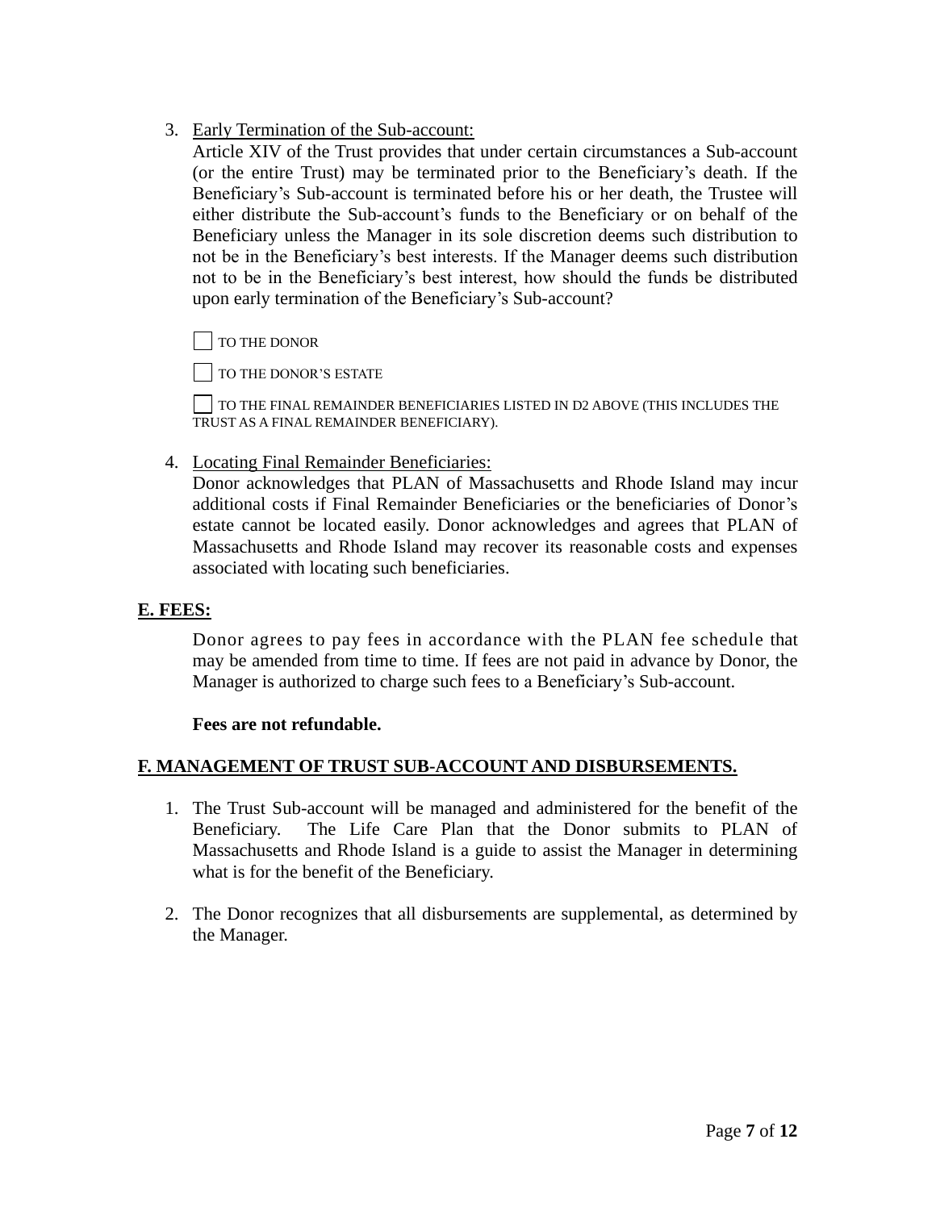3. Early Termination of the Sub-account:

   Article XIV of the Trust provides that under certain circumstances a Sub-account (or the entire Trust) may be terminated prior to the Beneficiary's death. If the Beneficiary's Sub-account is terminated before his or her death, the Trustee will either distribute the Sub-account's funds to the Beneficiary or on behalf of the Beneficiary unless the Manager in its sole discretion deems such distribution to not be in the Beneficiary's best interests. If the Manager deems such distribution not to be in the Beneficiary's best interest, how should the funds be distributed upon early termination of the Beneficiary's Sub-account?

   ☐ TO THE DONOR

   ☐ TO THE DONOR'S ESTATE

   ☐ TO THE FINAL REMAINDER BENEFICIARIES LISTED IN D2 ABOVE (THIS INCLUDES THE TRUST AS A FINAL REMAINDER BENEFICIARY).

4. Locating Final Remainder Beneficiaries:

   Donor acknowledges that PLAN of Massachusetts and Rhode Island may incur additional costs if Final Remainder Beneficiaries or the beneficiaries of Donor's estate cannot be located easily. Donor acknowledges and agrees that PLAN of Massachusetts and Rhode Island may recover its reasonable costs and expenses associated with locating such beneficiaries.

## E. FEES:

Donor agrees to pay fees in accordance with the PLAN fee schedule that may be amended from time to time. If fees are not paid in advance by Donor, the Manager is authorized to charge such fees to a Beneficiary's Sub-account.

**Fees are not refundable.**

## F. MANAGEMENT OF TRUST SUB-ACCOUNT AND DISBURSEMENTS.

1. The Trust Sub-account will be managed and administered for the benefit of the Beneficiary. The Life Care Plan that the Donor submits to PLAN of Massachusetts and Rhode Island is a guide to assist the Manager in determining what is for the benefit of the Beneficiary.

2. The Donor recognizes that all disbursements are supplemental, as determined by the Manager.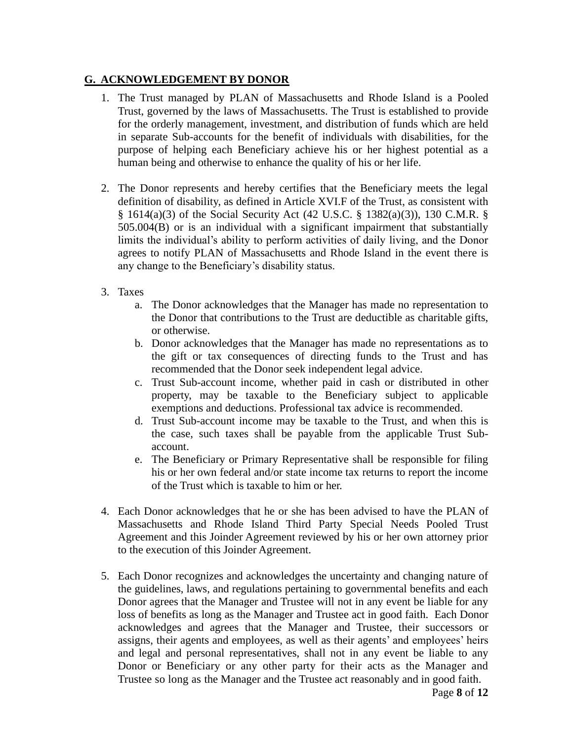## G. ACKNOWLEDGEMENT BY DONOR

1. The Trust managed by PLAN of Massachusetts and Rhode Island is a Pooled Trust, governed by the laws of Massachusetts. The Trust is established to provide for the orderly management, investment, and distribution of funds which are held in separate Sub-accounts for the benefit of individuals with disabilities, for the purpose of helping each Beneficiary achieve his or her highest potential as a human being and otherwise to enhance the quality of his or her life.

2. The Donor represents and hereby certifies that the Beneficiary meets the legal definition of disability, as defined in Article XVI.F of the Trust, as consistent with § 1614(a)(3) of the Social Security Act (42 U.S.C. § 1382(a)(3)), 130 C.M.R. § 505.004(B) or is an individual with a significant impairment that substantially limits the individual's ability to perform activities of daily living, and the Donor agrees to notify PLAN of Massachusetts and Rhode Island in the event there is any change to the Beneficiary's disability status.

3. Taxes
   a. The Donor acknowledges that the Manager has made no representation to the Donor that contributions to the Trust are deductible as charitable gifts, or otherwise.
   b. Donor acknowledges that the Manager has made no representations as to the gift or tax consequences of directing funds to the Trust and has recommended that the Donor seek independent legal advice.
   c. Trust Sub-account income, whether paid in cash or distributed in other property, may be taxable to the Beneficiary subject to applicable exemptions and deductions. Professional tax advice is recommended.
   d. Trust Sub-account income may be taxable to the Trust, and when this is the case, such taxes shall be payable from the applicable Trust Sub-account.
   e. The Beneficiary or Primary Representative shall be responsible for filing his or her own federal and/or state income tax returns to report the income of the Trust which is taxable to him or her.

4. Each Donor acknowledges that he or she has been advised to have the PLAN of Massachusetts and Rhode Island Third Party Special Needs Pooled Trust Agreement and this Joinder Agreement reviewed by his or her own attorney prior to the execution of this Joinder Agreement.

5. Each Donor recognizes and acknowledges the uncertainty and changing nature of the guidelines, laws, and regulations pertaining to governmental benefits and each Donor agrees that the Manager and Trustee will not in any event be liable for any loss of benefits as long as the Manager and Trustee act in good faith. Each Donor acknowledges and agrees that the Manager and Trustee, their successors or assigns, their agents and employees, as well as their agents' and employees' heirs and legal and personal representatives, shall not in any event be liable to any Donor or Beneficiary or any other party for their acts as the Manager and Trustee so long as the Manager and the Trustee act reasonably and in good faith.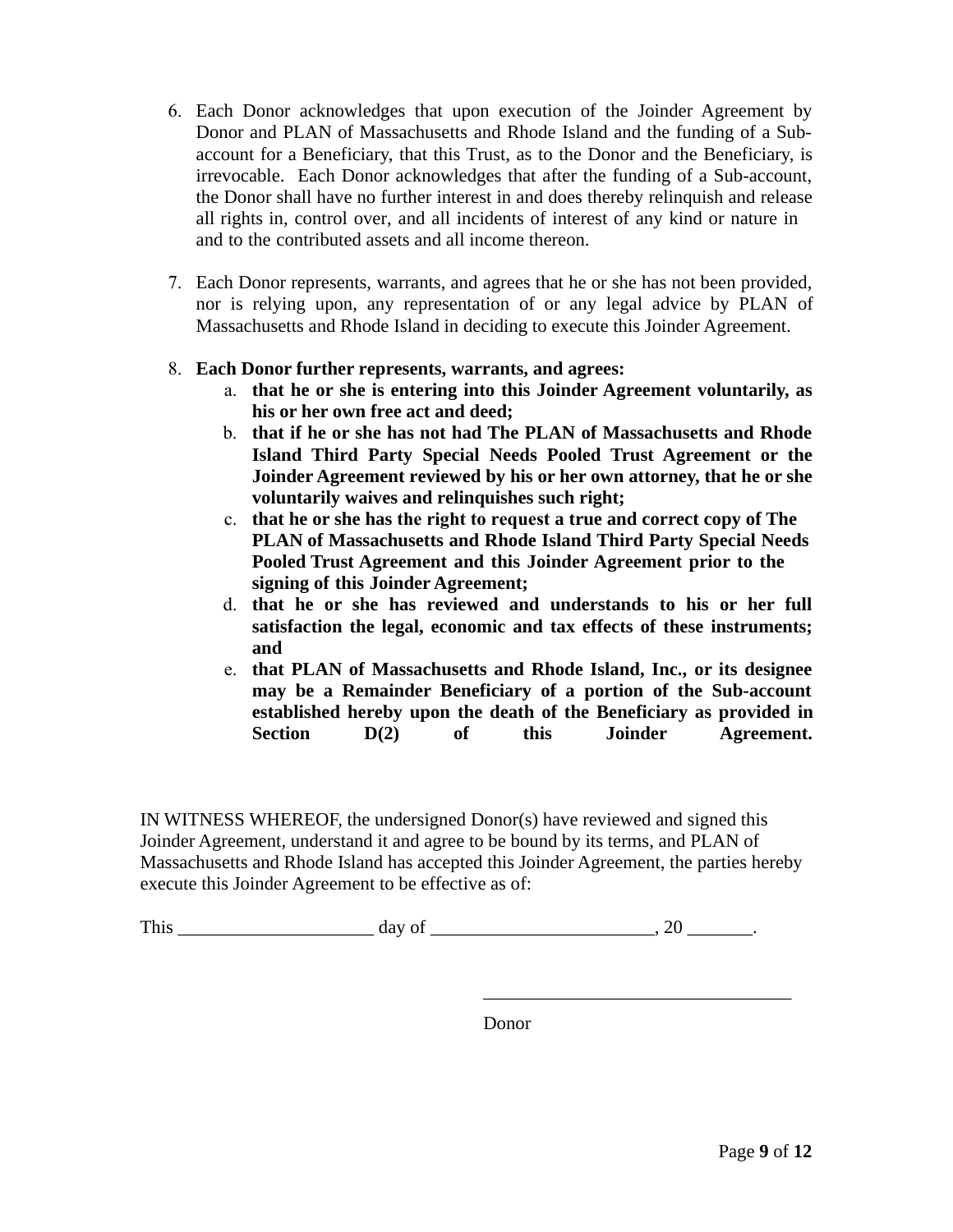6. Each Donor acknowledges that upon execution of the Joinder Agreement by Donor and PLAN of Massachusetts and Rhode Island and the funding of a Sub-account for a Beneficiary, that this Trust, as to the Donor and the Beneficiary, is irrevocable. Each Donor acknowledges that after the funding of a Sub-account, the Donor shall have no further interest in and does thereby relinquish and release all rights in, control over, and all incidents of interest of any kind or nature in and to the contributed assets and all income thereon.

7. Each Donor represents, warrants, and agrees that he or she has not been provided, nor is relying upon, any representation of or any legal advice by PLAN of Massachusetts and Rhode Island in deciding to execute this Joinder Agreement.

8. **Each Donor further represents, warrants, and agrees:**
   a. **that he or she is entering into this Joinder Agreement voluntarily, as his or her own free act and deed;**
   b. **that if he or she has not had The PLAN of Massachusetts and Rhode Island Third Party Special Needs Pooled Trust Agreement or the Joinder Agreement reviewed by his or her own attorney, that he or she voluntarily waives and relinquishes such right;**
   c. **that he or she has the right to request a true and correct copy of The PLAN of Massachusetts and Rhode Island Third Party Special Needs Pooled Trust Agreement and this Joinder Agreement prior to the signing of this Joinder Agreement;**
   d. **that he or she has reviewed and understands to his or her full satisfaction the legal, economic and tax effects of these instruments; and**
   e. **that PLAN of Massachusetts and Rhode Island, Inc., or its designee may be a Remainder Beneficiary of a portion of the Sub-account established hereby upon the death of the Beneficiary as provided in Section D(2) of this Joinder Agreement.**

IN WITNESS WHEREOF, the undersigned Donor(s) have reviewed and signed this Joinder Agreement, understand it and agree to be bound by its terms, and PLAN of Massachusetts and Rhode Island has accepted this Joinder Agreement, the parties hereby execute this Joinder Agreement to be effective as of:

This _____________________ day of ________________________, 20 _______.

_________________________________

Donor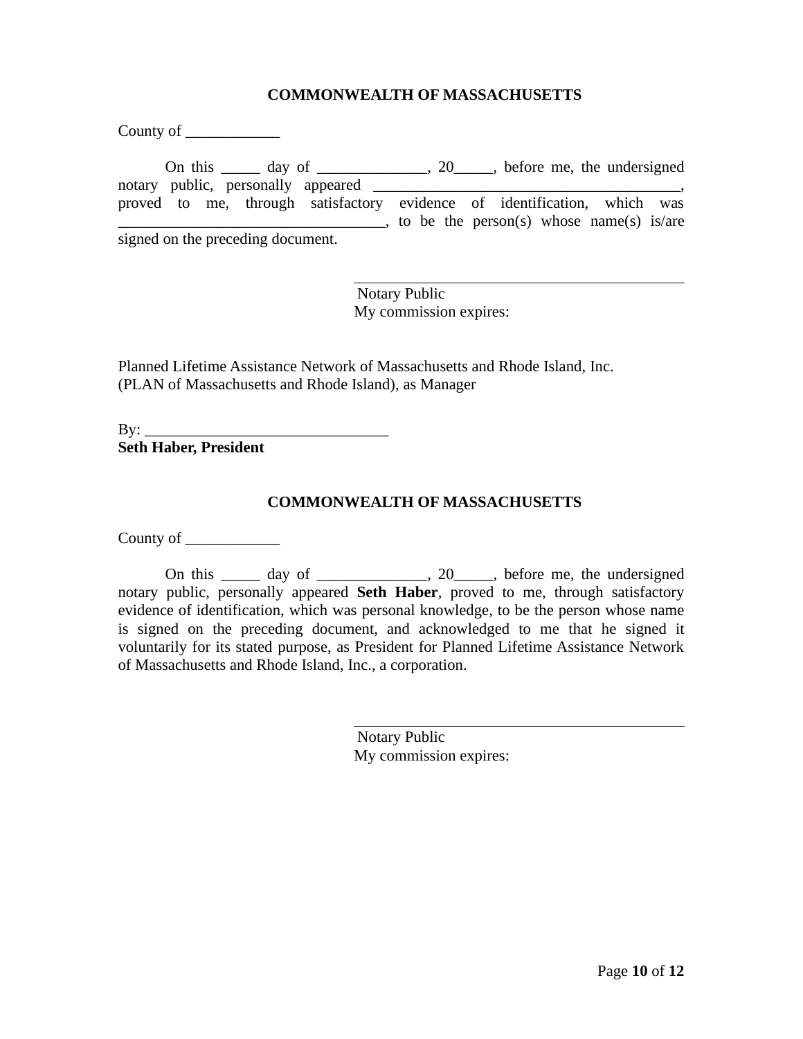**COMMONWEALTH OF MASSACHUSETTS**

County of ____________

On this _____ day of ______________, 20_____, before me, the undersigned notary public, personally appeared _______________________________________, proved to me, through satisfactory evidence of identification, which was __________________________________, to be the person(s) whose name(s) is/are signed on the preceding document.

_____________________________________________
Notary Public
My commission expires:

Planned Lifetime Assistance Network of Massachusetts and Rhode Island, Inc.
(PLAN of Massachusetts and Rhode Island), as Manager

By: _______________________________
**Seth Haber, President**

**COMMONWEALTH OF MASSACHUSETTS**

County of ____________

On this _____ day of ______________, 20_____, before me, the undersigned notary public, personally appeared **Seth Haber**, proved to me, through satisfactory evidence of identification, which was personal knowledge, to be the person whose name is signed on the preceding document, and acknowledged to me that he signed it voluntarily for its stated purpose, as President for Planned Lifetime Assistance Network of Massachusetts and Rhode Island, Inc., a corporation.

_____________________________________________
Notary Public
My commission expires: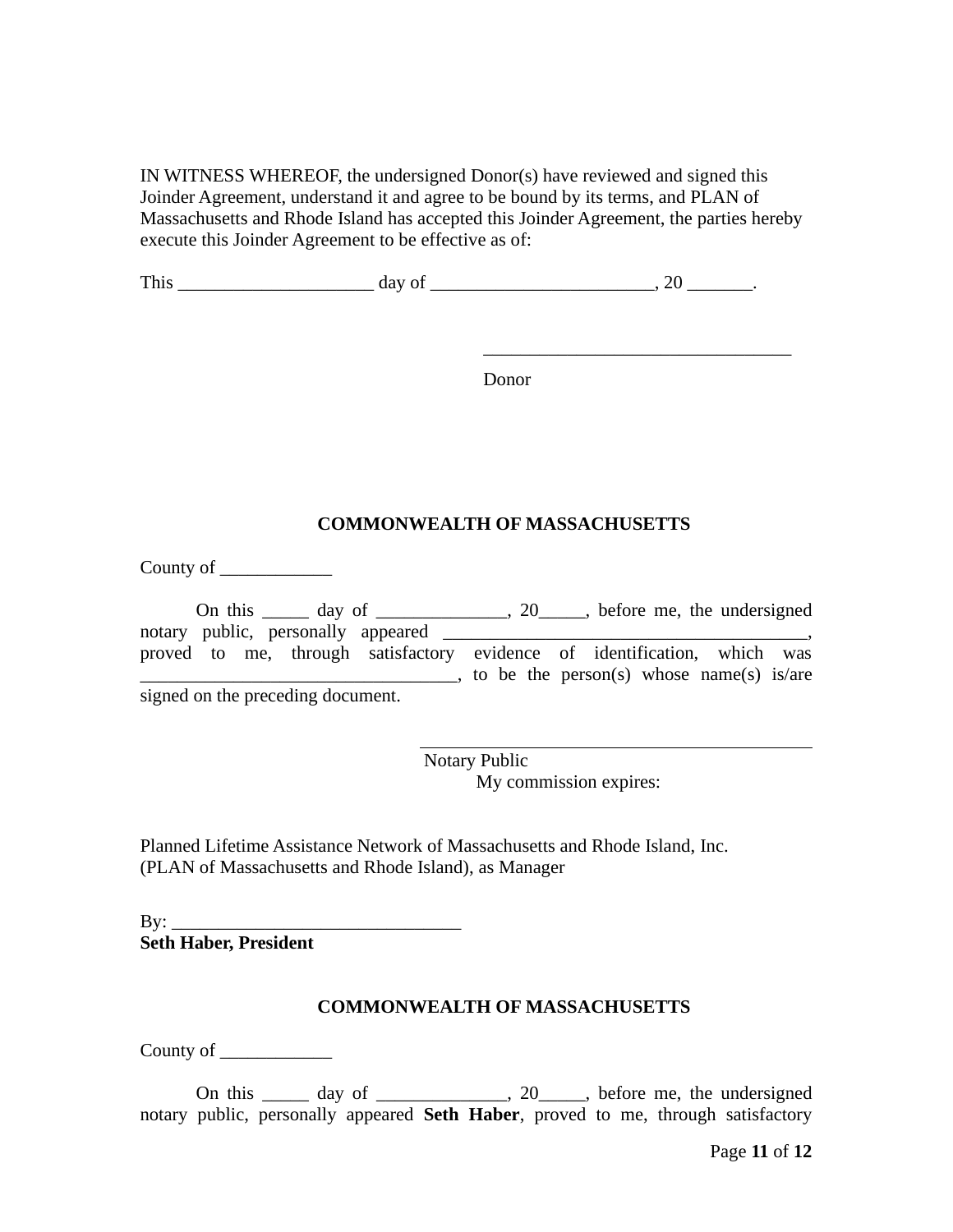IN WITNESS WHEREOF, the undersigned Donor(s) have reviewed and signed this Joinder Agreement, understand it and agree to be bound by its terms, and PLAN of Massachusetts and Rhode Island has accepted this Joinder Agreement, the parties hereby execute this Joinder Agreement to be effective as of:

This _____________________ day of ________________________, 20 _______.

_________________________________

Donor

**COMMONWEALTH OF MASSACHUSETTS**

County of ____________

On this _____ day of ______________, 20_____, before me, the undersigned notary public, personally appeared _______________________________________, proved to me, through satisfactory evidence of identification, which was __________________________________, to be the person(s) whose name(s) is/are signed on the preceding document.

___________________________________________

Notary Public

My commission expires:

Planned Lifetime Assistance Network of Massachusetts and Rhode Island, Inc. (PLAN of Massachusetts and Rhode Island), as Manager

By: _______________________________

**Seth Haber, President**

**COMMONWEALTH OF MASSACHUSETTS**

County of ____________

On this _____ day of ______________, 20_____, before me, the undersigned notary public, personally appeared **Seth Haber**, proved to me, through satisfactory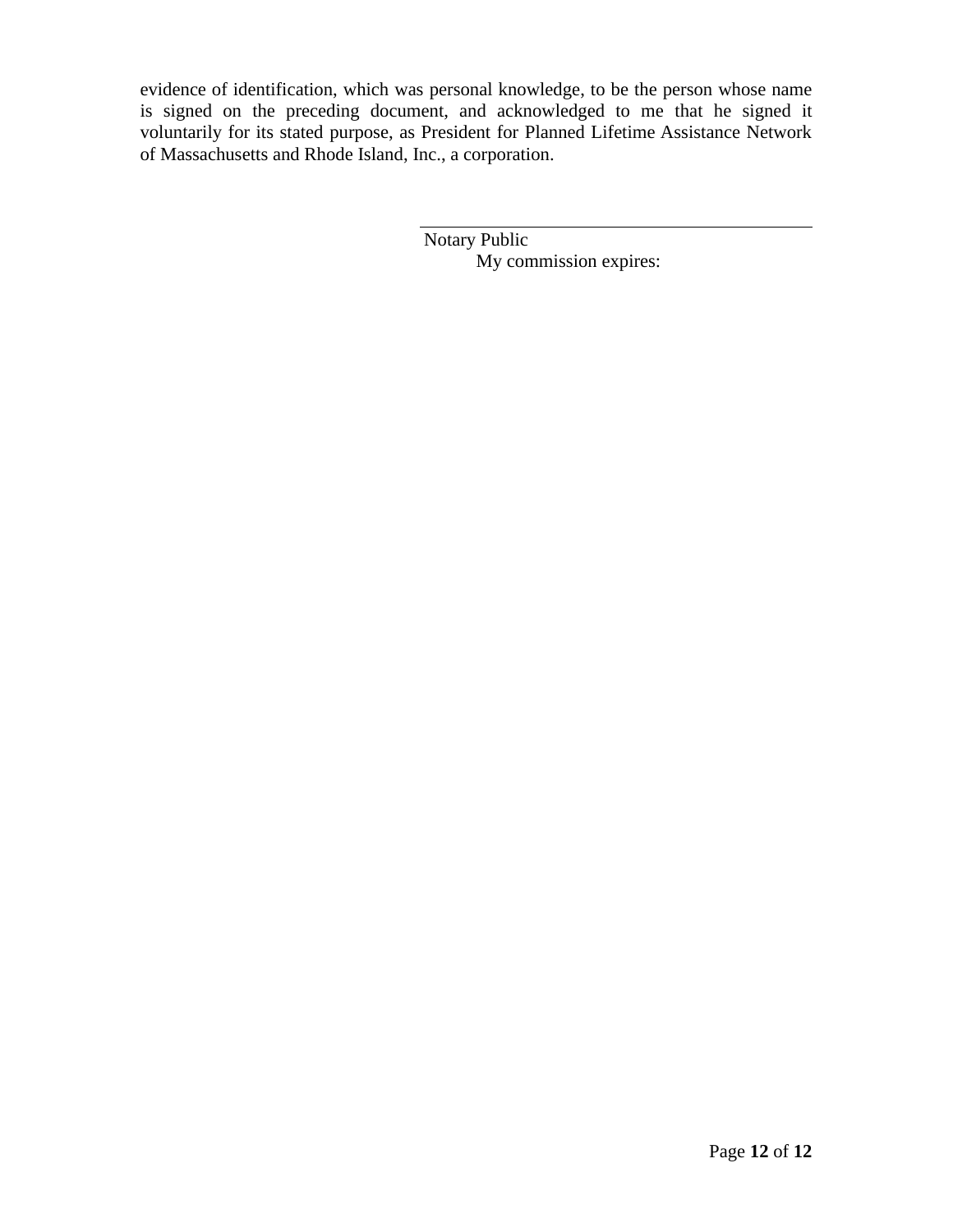evidence of identification, which was personal knowledge, to be the person whose name is signed on the preceding document, and acknowledged to me that he signed it voluntarily for its stated purpose, as President for Planned Lifetime Assistance Network of Massachusetts and Rhode Island, Inc., a corporation.

\_\_\_\_\_\_\_\_\_\_\_\_\_\_\_\_\_\_\_\_\_\_\_\_\_\_\_\_\_\_\_\_\_\_\_\_\_\_\_\_

Notary Public

My commission expires: